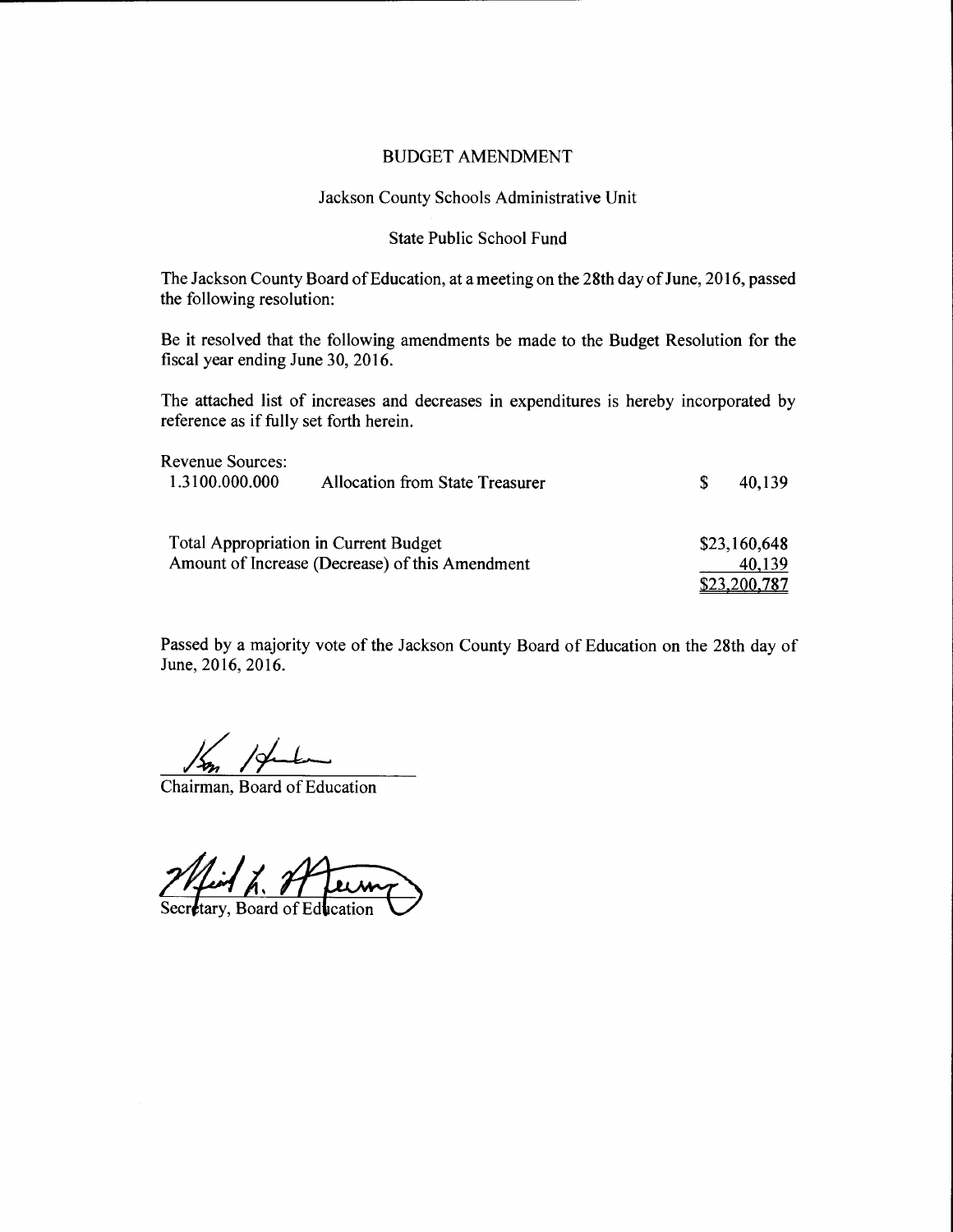# BUDGET AMENDMENT

## Jackson County Schools Administrative Unit

## State Public School Fund

The Jackson County Board of Education, at a meeting on the 28th day of June, 2016, passed the following resolution:

Be it resolved that the following amendments be made to the Budget Resolution for the fiscal year ending June 30, 2016.

The attached list of increases and decreases in expenditures is hereby incorporated by reference as if fully set forth herein.

Revenue Sources:

| | | |
|---|---|---|
| 1.3100.000.000 | Allocation from State Treasurer | $ 40,139 |

| | |
|---|---|
| Total Appropriation in Current Budget | $23,160,648 |
| Amount of Increase (Decrease) of this Amendment | 40,139 |
| | $23,200,787 |

Passed by a majority vote of the Jackson County Board of Education on the 28th day of June, 2016, 2016.

Chairman, Board of Education

Secretary, Board of Education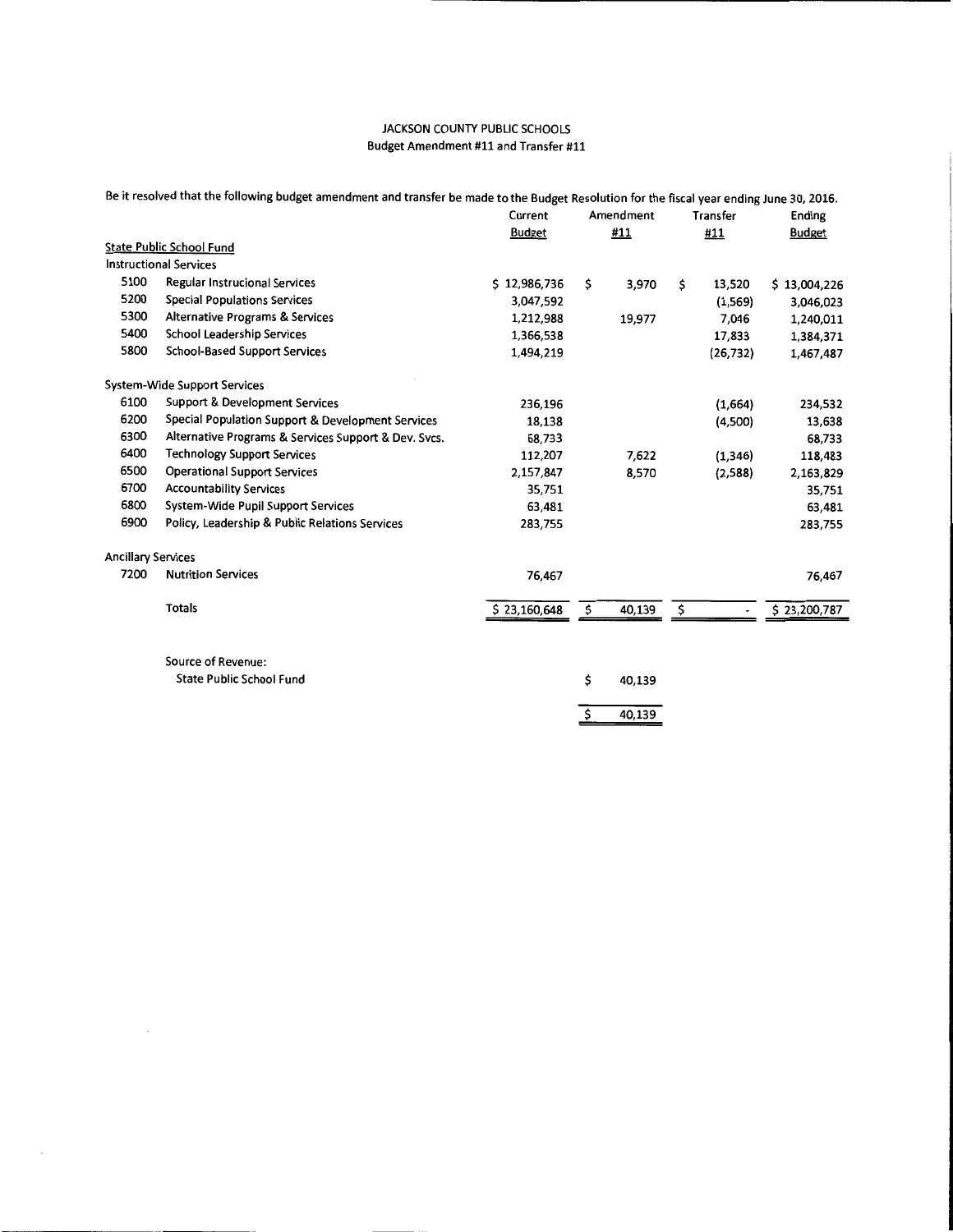JACKSON COUNTY PUBLIC SCHOOLS
Budget Amendment #11 and Transfer #11

Be it resolved that the following budget amendment and transfer be made to the Budget Resolution for the fiscal year ending June 30, 2016.

| | | Current Budget | Amendment #11 | Transfer #11 | Ending Budget |
|---|---|---|---|---|---|
| **State Public School Fund** | | | | | |
| Instructional Services | | | | | |
| 5100 | Regular Instrucional Services | $ 12,986,736 | $ 3,970 | $ 13,520 | $ 13,004,226 |
| 5200 | Special Populations Services | 3,047,592 | | (1,569) | 3,046,023 |
| 5300 | Alternative Programs & Services | 1,212,988 | 19,977 | 7,046 | 1,240,011 |
| 5400 | School Leadership Services | 1,366,538 | | 17,833 | 1,384,371 |
| 5800 | School-Based Support Services | 1,494,219 | | (26,732) | 1,467,487 |
| System-Wide Support Services | | | | | |
| 6100 | Support & Development Services | 236,196 | | (1,664) | 234,532 |
| 6200 | Special Population Support & Development Services | 18,138 | | (4,500) | 13,638 |
| 6300 | Alternative Programs & Services Support & Dev. Svcs. | 68,733 | | | 68,733 |
| 6400 | Technology Support Services | 112,207 | 7,622 | (1,346) | 118,483 |
| 6500 | Operational Support Services | 2,157,847 | 8,570 | (2,588) | 2,163,829 |
| 6700 | Accountability Services | 35,751 | | | 35,751 |
| 6800 | System-Wide Pupil Support Services | 63,481 | | | 63,481 |
| 6900 | Policy, Leadership & Public Relations Services | 283,755 | | | 283,755 |
| Ancillary Services | | | | | |
| 7200 | Nutrition Services | 76,467 | | | 76,467 |
| | Totals | $ 23,160,648 | $ 40,139 | $ - | $ 23,200,787 |

| Source of Revenue: | |
|---|---|
| State Public School Fund | $ 40,139 |
| | $ 40,139 |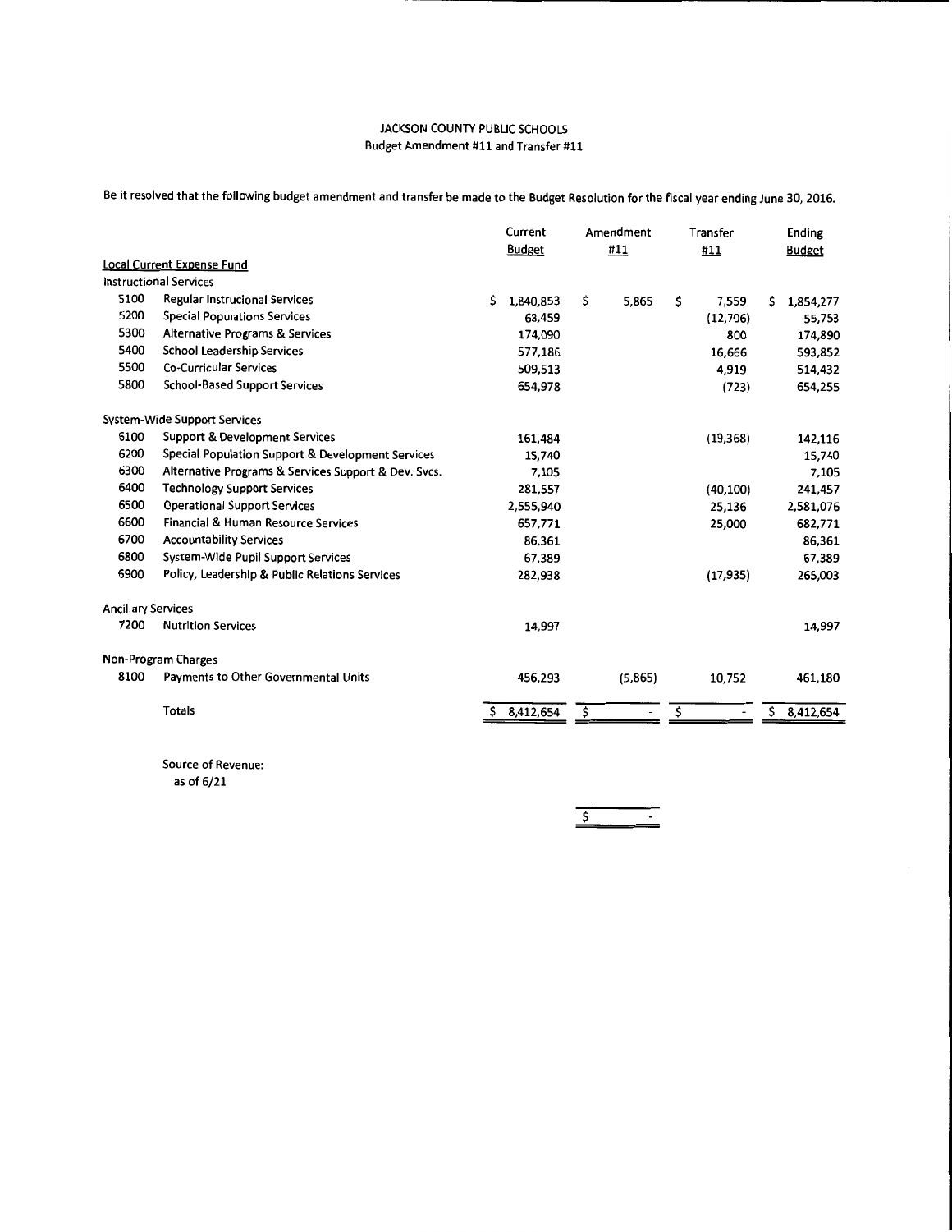JACKSON COUNTY PUBLIC SCHOOLS
Budget Amendment #11 and Transfer #11

Be it resolved that the following budget amendment and transfer be made to the Budget Resolution for the fiscal year ending June 30, 2016.

| | | Current Budget | Amendment #11 | Transfer #11 | Ending Budget |
|---|---|---|---|---|---|
| **Local Current Expense Fund** | | | | | |
| Instructional Services | | | | | |
| 5100 | Regular Instrucional Services | $ 1,840,853 | $ 5,865 | $ 7,559 | $ 1,854,277 |
| 5200 | Special Populations Services | 68,459 | | (12,706) | 55,753 |
| 5300 | Alternative Programs & Services | 174,090 | | 800 | 174,890 |
| 5400 | School Leadership Services | 577,186 | | 16,666 | 593,852 |
| 5500 | Co-Curricular Services | 509,513 | | 4,919 | 514,432 |
| 5800 | School-Based Support Services | 654,978 | | (723) | 654,255 |
| System-Wide Support Services | | | | | |
| 6100 | Support & Development Services | 161,484 | | (19,368) | 142,116 |
| 6200 | Special Population Support & Development Services | 15,740 | | | 15,740 |
| 6300 | Alternative Programs & Services Support & Dev. Svcs. | 7,105 | | | 7,105 |
| 6400 | Technology Support Services | 281,557 | | (40,100) | 241,457 |
| 6500 | Operational Support Services | 2,555,940 | | 25,136 | 2,581,076 |
| 6600 | Financial & Human Resource Services | 657,771 | | 25,000 | 682,771 |
| 6700 | Accountability Services | 86,361 | | | 86,361 |
| 6800 | System-Wide Pupil Support Services | 67,389 | | | 67,389 |
| 6900 | Policy, Leadership & Public Relations Services | 282,938 | | (17,935) | 265,003 |
| Ancillary Services | | | | | |
| 7200 | Nutrition Services | 14,997 | | | 14,997 |
| Non-Program Charges | | | | | |
| 8100 | Payments to Other Governmental Units | 456,293 | (5,865) | 10,752 | 461,180 |
| | Totals | $ 8,412,654 | $ - | $ - | $ 8,412,654 |

Source of Revenue:
as of 6/21

$ -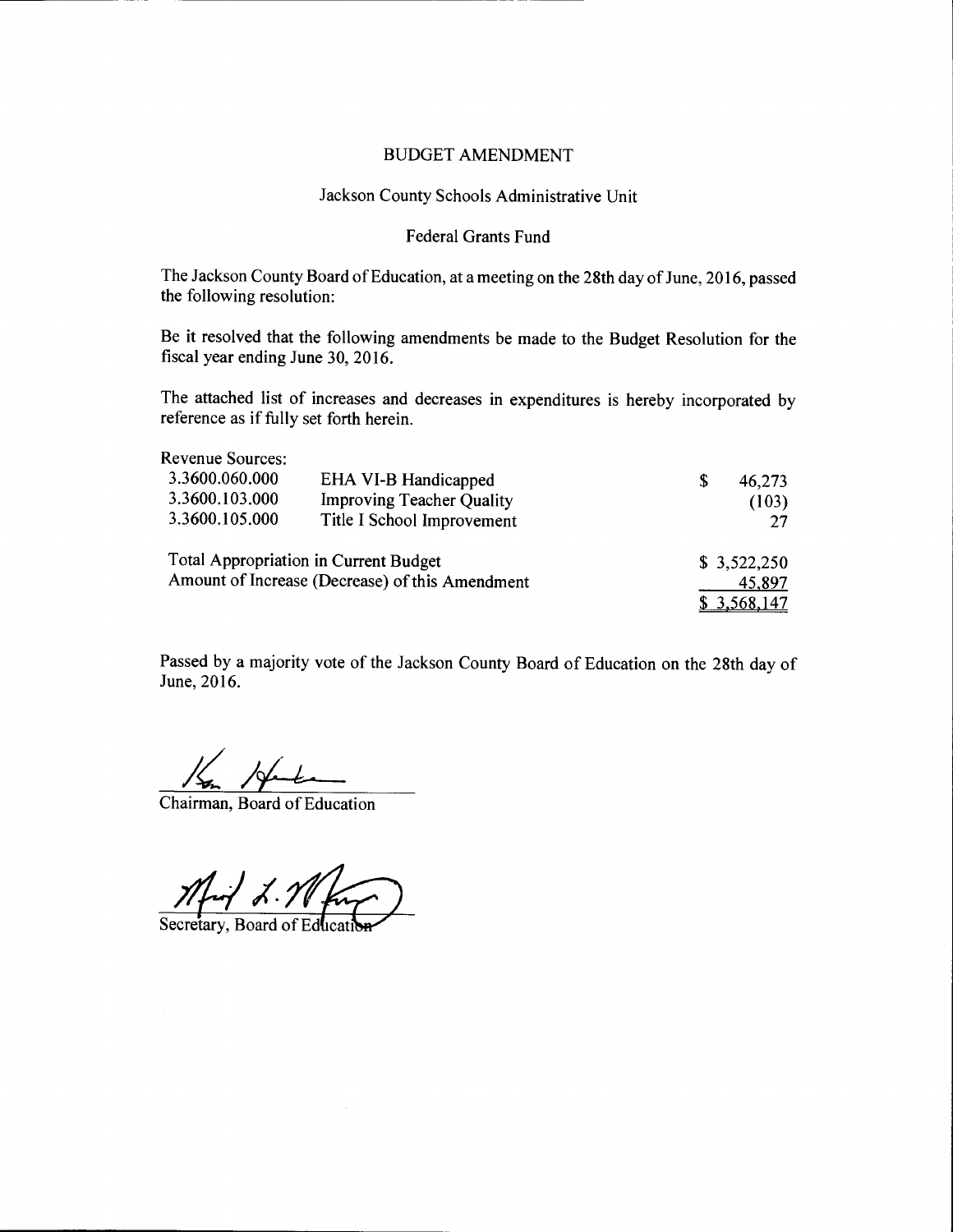BUDGET AMENDMENT

Jackson County Schools Administrative Unit

Federal Grants Fund

The Jackson County Board of Education, at a meeting on the 28th day of June, 2016, passed the following resolution:

Be it resolved that the following amendments be made to the Budget Resolution for the fiscal year ending June 30, 2016.

The attached list of increases and decreases in expenditures is hereby incorporated by reference as if fully set forth herein.

| Revenue Sources: | | |
|---|---|---|
| 3.3600.060.000 | EHA VI-B Handicapped | $ 46,273 |
| 3.3600.103.000 | Improving Teacher Quality | (103) |
| 3.3600.105.000 | Title I School Improvement | 27 |
| Total Appropriation in Current Budget | | $ 3,522,250 |
| Amount of Increase (Decrease) of this Amendment | | 45,897 |
| | | $ 3,568,147 |

Passed by a majority vote of the Jackson County Board of Education on the 28th day of June, 2016.

Chairman, Board of Education

Secretary, Board of Education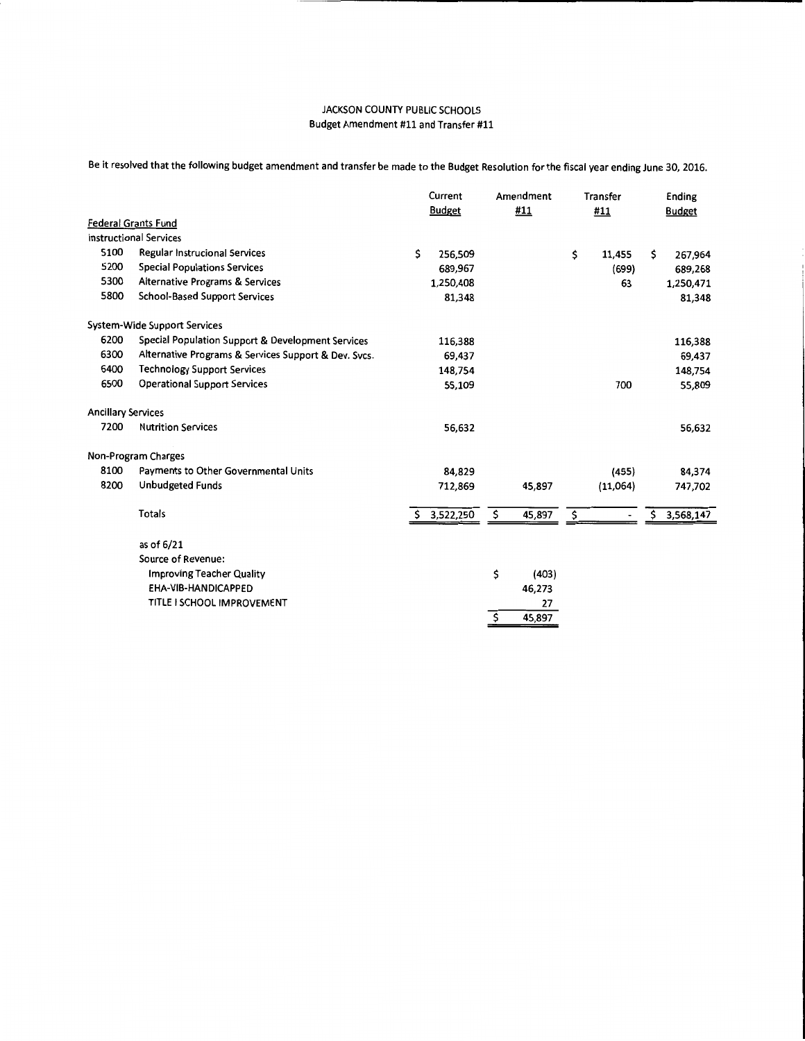JACKSON COUNTY PUBLIC SCHOOLS
Budget Amendment #11 and Transfer #11

Be it resolved that the following budget amendment and transfer be made to the Budget Resolution for the fiscal year ending June 30, 2016.

| | | Current Budget | Amendment #11 | Transfer #11 | Ending Budget |
|---|---|---|---|---|---|
| **Federal Grants Fund** | | | | | |
| Instructional Services | | | | | |
| 5100 | Regular Instrucional Services | $ 256,509 | | $ 11,455 | $ 267,964 |
| 5200 | Special Populations Services | 689,967 | | (699) | 689,268 |
| 5300 | Alternative Programs & Services | 1,250,408 | | 63 | 1,250,471 |
| 5800 | School-Based Support Services | 81,348 | | | 81,348 |
| System-Wide Support Services | | | | | |
| 6200 | Special Population Support & Development Services | 116,388 | | | 116,388 |
| 6300 | Alternative Programs & Services Support & Dev. Svcs. | 69,437 | | | 69,437 |
| 6400 | Technology Support Services | 148,754 | | | 148,754 |
| 6500 | Operational Support Services | 55,109 | | 700 | 55,809 |
| Ancillary Services | | | | | |
| 7200 | Nutrition Services | 56,632 | | | 56,632 |
| Non-Program Charges | | | | | |
| 8100 | Payments to Other Governmental Units | 84,829 | | (455) | 84,374 |
| 8200 | Unbudgeted Funds | 712,869 | 45,897 | (11,064) | 747,702 |
| | Totals | $ 3,522,250 | $ 45,897 | $ - | $ 3,568,147 |

as of 6/21

| Source of Revenue: | |
|---|---|
| Improving Teacher Quality | $ (403) |
| EHA-VIB-HANDICAPPED | 46,273 |
| TITLE I SCHOOL IMPROVEMENT | 27 |
| | $ 45,897 |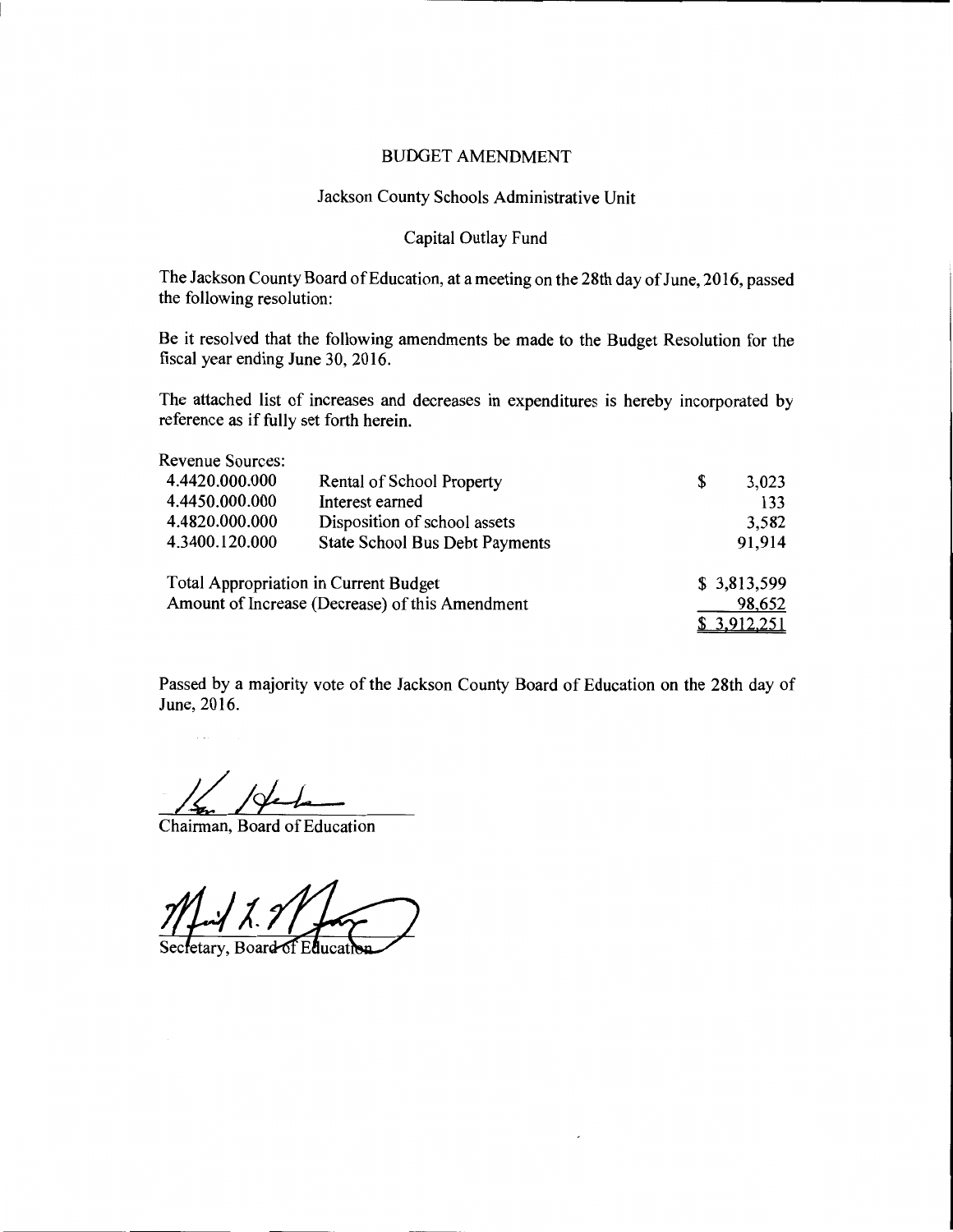# BUDGET AMENDMENT

## Jackson County Schools Administrative Unit

## Capital Outlay Fund

The Jackson County Board of Education, at a meeting on the 28th day of June, 2016, passed the following resolution:

Be it resolved that the following amendments be made to the Budget Resolution for the fiscal year ending June 30, 2016.

The attached list of increases and decreases in expenditures is hereby incorporated by reference as if fully set forth herein.

Revenue Sources:

| | | |
|---|---|---|
| 4.4420.000.000 | Rental of School Property | $ 3,023 |
| 4.4450.000.000 | Interest earned | 133 |
| 4.4820.000.000 | Disposition of school assets | 3,582 |
| 4.3400.120.000 | State School Bus Debt Payments | 91,914 |

| | |
|---|---|
| Total Appropriation in Current Budget | $ 3,813,599 |
| Amount of Increase (Decrease) of this Amendment | 98,652 |
| | $ 3,912,251 |

Passed by a majority vote of the Jackson County Board of Education on the 28th day of June, 2016.

Chairman, Board of Education

Secretary, Board of Education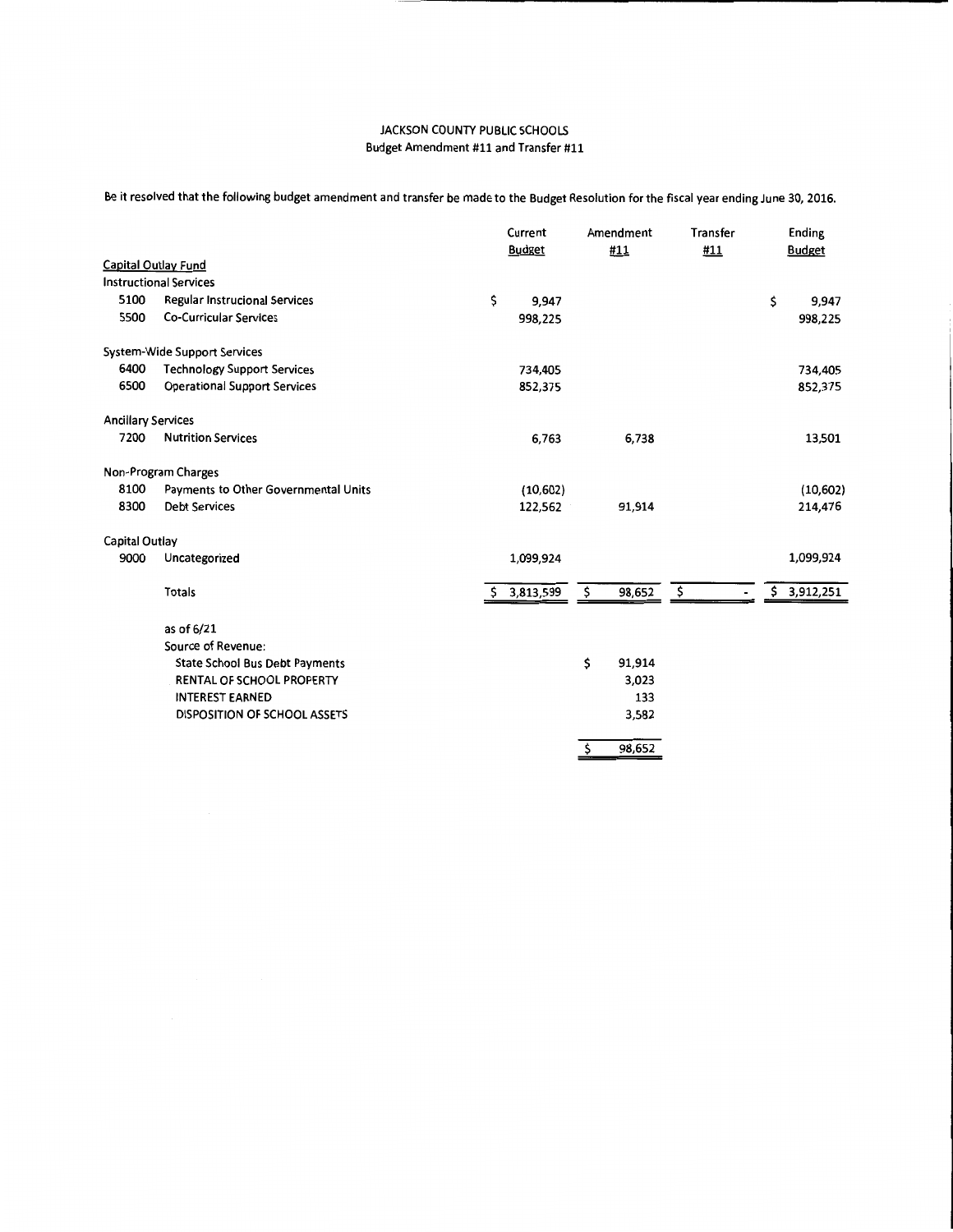JACKSON COUNTY PUBLIC SCHOOLS
Budget Amendment #11 and Transfer #11

Be it resolved that the following budget amendment and transfer be made to the Budget Resolution for the fiscal year ending June 30, 2016.

| | | Current Budget | Amendment #11 | Transfer #11 | Ending Budget |
|---|---|---|---|---|---|
| **Capital Outlay Fund** | | | | | |
| Instructional Services | | | | | |
| 5100 | Regular Instrucional Services | $ 9,947 | | | $ 9,947 |
| 5500 | Co-Curricular Services | 998,225 | | | 998,225 |
| System-Wide Support Services | | | | | |
| 6400 | Technology Support Services | 734,405 | | | 734,405 |
| 6500 | Operational Support Services | 852,375 | | | 852,375 |
| Ancillary Services | | | | | |
| 7200 | Nutrition Services | 6,763 | 6,738 | | 13,501 |
| Non-Program Charges | | | | | |
| 8100 | Payments to Other Governmental Units | (10,602) | | | (10,602) |
| 8300 | Debt Services | 122,562 | 91,914 | | 214,476 |
| Capital Outlay | | | | | |
| 9000 | Uncategorized | 1,099,924 | | | 1,099,924 |
| | Totals | $ 3,813,599 | $ 98,652 | $ - | $ 3,912,251 |

as of 6/21

Source of Revenue:

| | Amount |
|---|---|
| State School Bus Debt Payments | $ 91,914 |
| RENTAL OF SCHOOL PROPERTY | 3,023 |
| INTEREST EARNED | 133 |
| DISPOSITION OF SCHOOL ASSETS | 3,582 |
| | $ 98,652 |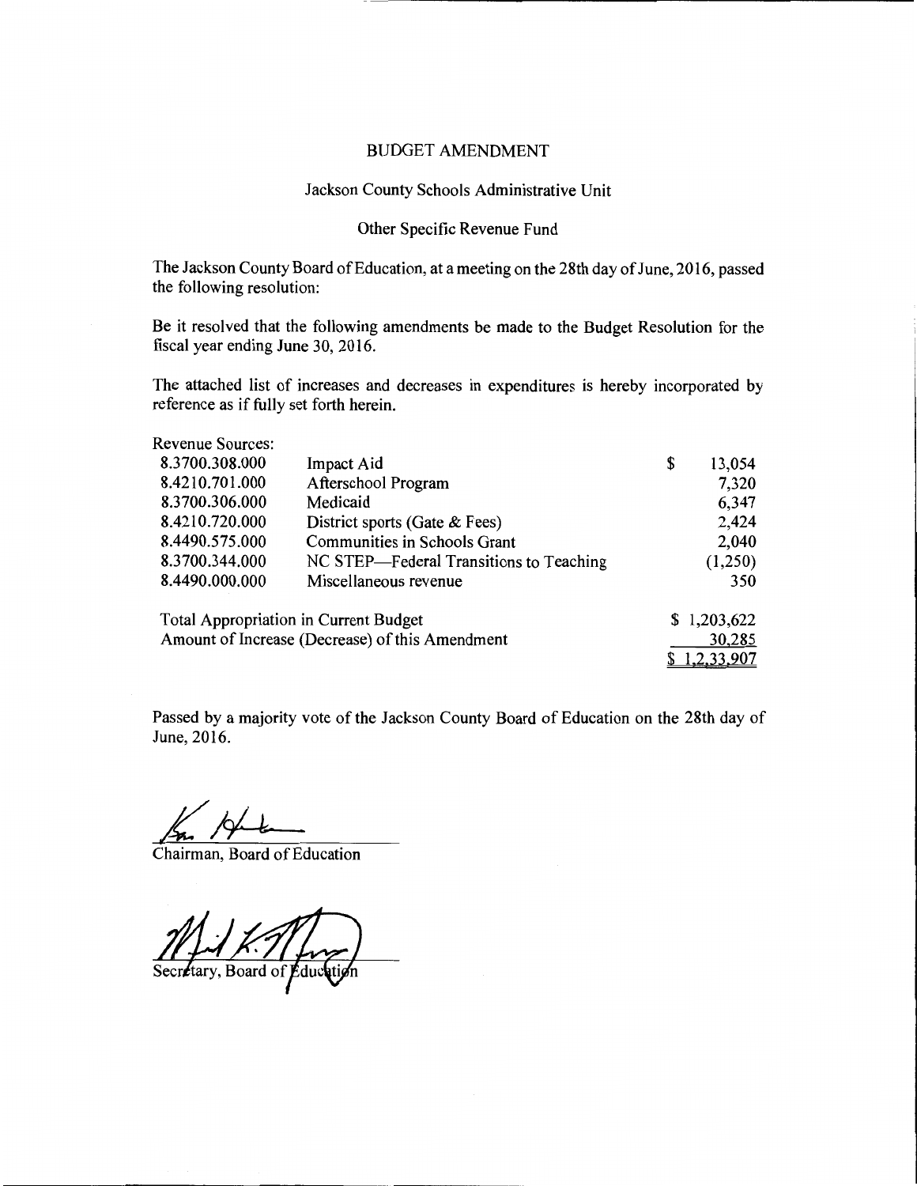# BUDGET AMENDMENT

## Jackson County Schools Administrative Unit

### Other Specific Revenue Fund

The Jackson County Board of Education, at a meeting on the 28th day of June, 2016, passed the following resolution:

Be it resolved that the following amendments be made to the Budget Resolution for the fiscal year ending June 30, 2016.

The attached list of increases and decreases in expenditures is hereby incorporated by reference as if fully set forth herein.

Revenue Sources:

| | | |
|---|---|---|
| 8.3700.308.000 | Impact Aid | $ 13,054 |
| 8.4210.701.000 | Afterschool Program | 7,320 |
| 8.3700.306.000 | Medicaid | 6,347 |
| 8.4210.720.000 | District sports (Gate & Fees) | 2,424 |
| 8.4490.575.000 | Communities in Schools Grant | 2,040 |
| 8.3700.344.000 | NC STEP—Federal Transitions to Teaching | (1,250) |
| 8.4490.000.000 | Miscellaneous revenue | 350 |

| | |
|---|---|
| Total Appropriation in Current Budget | $ 1,203,622 |
| Amount of Increase (Decrease) of this Amendment | 30,285 |
| | $ 1,2,33,907 |

Passed by a majority vote of the Jackson County Board of Education on the 28th day of June, 2016.

Chairman, Board of Education

Secretary, Board of Education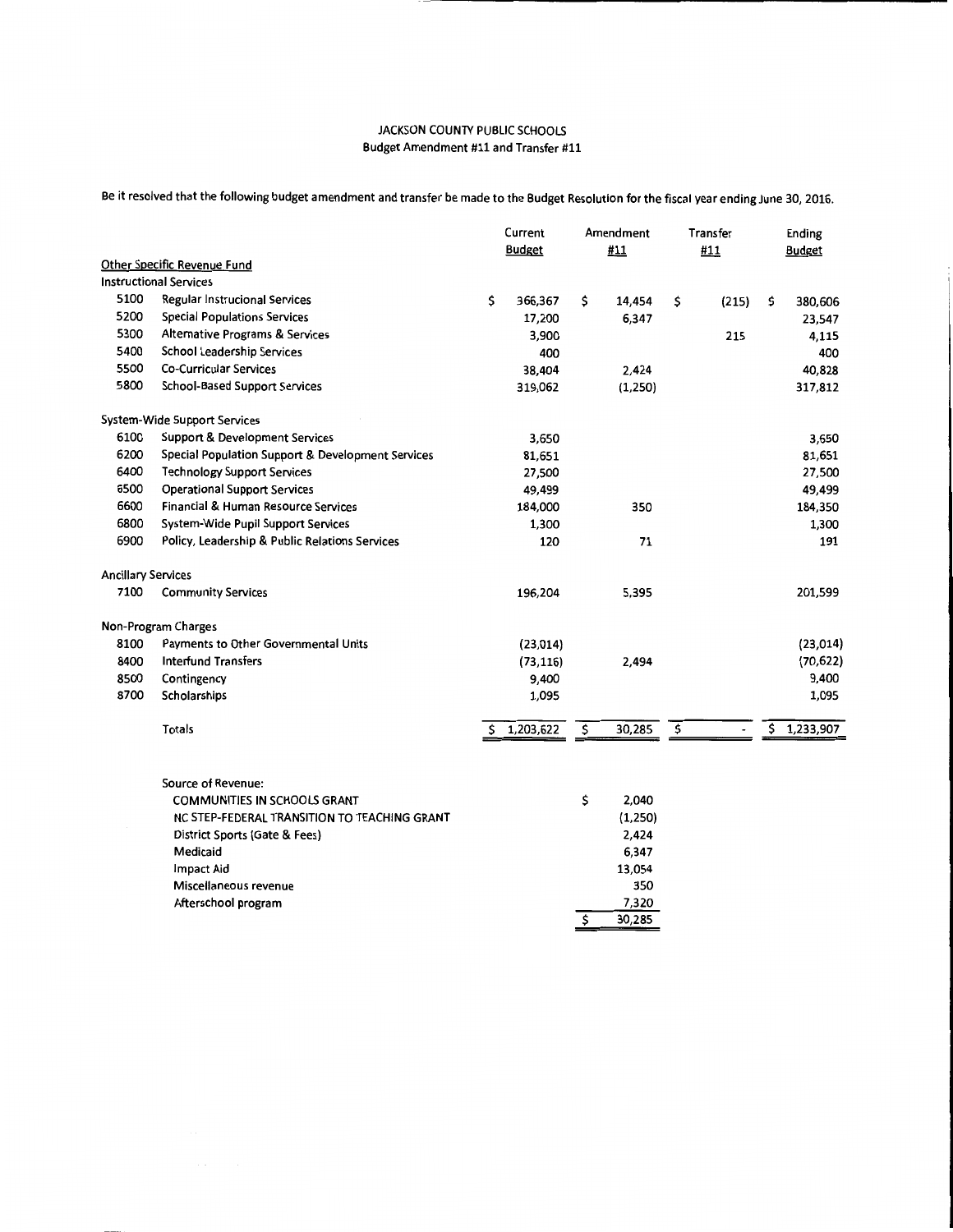JACKSON COUNTY PUBLIC SCHOOLS
Budget Amendment #11 and Transfer #11

Be it resolved that the following budget amendment and transfer be made to the Budget Resolution for the fiscal year ending June 30, 2016.

| | | Current Budget | Amendment #11 | Transfer #11 | Ending Budget |
|---|---|---|---|---|---|
| **Other Specific Revenue Fund** | | | | | |
| Instructional Services | | | | | |
| 5100 | Regular Instrucional Services | $ 366,367 | $ 14,454 | $ (215) | $ 380,606 |
| 5200 | Special Populations Services | 17,200 | 6,347 | | 23,547 |
| 5300 | Alternative Programs & Services | 3,900 | | 215 | 4,115 |
| 5400 | School Leadership Services | 400 | | | 400 |
| 5500 | Co-Curricular Services | 38,404 | 2,424 | | 40,828 |
| 5800 | School-Based Support Services | 319,062 | (1,250) | | 317,812 |
| System-Wide Support Services | | | | | |
| 6100 | Support & Development Services | 3,650 | | | 3,650 |
| 6200 | Special Population Support & Development Services | 81,651 | | | 81,651 |
| 6400 | Technology Support Services | 27,500 | | | 27,500 |
| 6500 | Operational Support Services | 49,499 | | | 49,499 |
| 6600 | Financial & Human Resource Services | 184,000 | 350 | | 184,350 |
| 6800 | System-Wide Pupil Support Services | 1,300 | | | 1,300 |
| 6900 | Policy, Leadership & Public Relations Services | 120 | 71 | | 191 |
| Ancillary Services | | | | | |
| 7100 | Community Services | 196,204 | 5,395 | | 201,599 |
| Non-Program Charges | | | | | |
| 8100 | Payments to Other Governmental Units | (23,014) | | | (23,014) |
| 8400 | Interfund Transfers | (73,116) | 2,494 | | (70,622) |
| 8500 | Contingency | 9,400 | | | 9,400 |
| 8700 | Scholarships | 1,095 | | | 1,095 |
| | Totals | $ 1,203,622 | $ 30,285 | $ - | $ 1,233,907 |

| Source of Revenue: | |
|---|---|
| COMMUNITIES IN SCHOOLS GRANT | $ 2,040 |
| NC STEP-FEDERAL TRANSITION TO TEACHING GRANT | (1,250) |
| District Sports (Gate & Fees) | 2,424 |
| Medicaid | 6,347 |
| Impact Aid | 13,054 |
| Miscellaneous revenue | 350 |
| Afterschool program | 7,320 |
| | $ 30,285 |